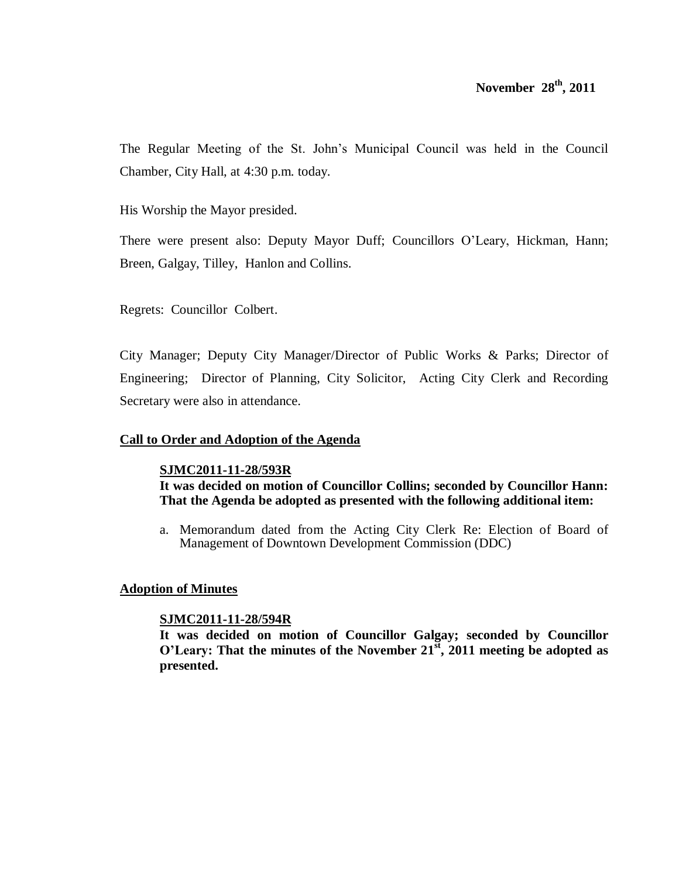**November 28th, 2011**

The Regular Meeting of the St. John's Municipal Council was held in the Council Chamber, City Hall, at 4:30 p.m. today.

His Worship the Mayor presided.

There were present also: Deputy Mayor Duff; Councillors O'Leary, Hickman, Hann; Breen, Galgay, Tilley, Hanlon and Collins.

Regrets: Councillor Colbert.

City Manager; Deputy City Manager/Director of Public Works & Parks; Director of Engineering; Director of Planning, City Solicitor, Acting City Clerk and Recording Secretary were also in attendance.

## Call to Order and Adoption of the Agenda

**SJMC2011-11-28/593R**
**It was decided on motion of Councillor Collins; seconded by Councillor Hann: That the Agenda be adopted as presented with the following additional item:**

a. Memorandum dated from the Acting City Clerk Re: Election of Board of Management of Downtown Development Commission (DDC)

## Adoption of Minutes

**SJMC2011-11-28/594R**
**It was decided on motion of Councillor Galgay; seconded by Councillor O'Leary: That the minutes of the November 21st, 2011 meeting be adopted as presented.**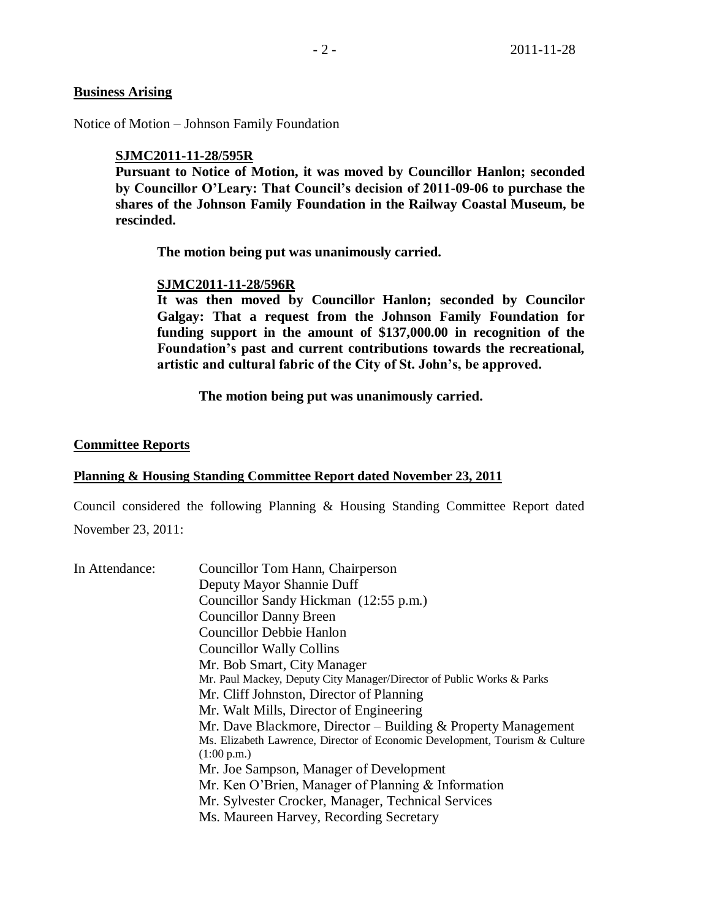**Business Arising**

Notice of Motion – Johnson Family Foundation

> **SJMC2011-11-28/595R**
> **Pursuant to Notice of Motion, it was moved by Councillor Hanlon; seconded by Councillor O'Leary: That Council's decision of 2011-09-06 to purchase the shares of the Johnson Family Foundation in the Railway Coastal Museum, be rescinded.**
>
> **The motion being put was unanimously carried.**
>
> **SJMC2011-11-28/596R**
> **It was then moved by Councillor Hanlon; seconded by Councilor Galgay: That a request from the Johnson Family Foundation for funding support in the amount of $137,000.00 in recognition of the Foundation's past and current contributions towards the recreational, artistic and cultural fabric of the City of St. John's, be approved.**
>
> **The motion being put was unanimously carried.**

**Committee Reports**

**Planning & Housing Standing Committee Report dated November 23, 2011**

Council considered the following Planning & Housing Standing Committee Report dated November 23, 2011:

In Attendance:
- Councillor Tom Hann, Chairperson
- Deputy Mayor Shannie Duff
- Councillor Sandy Hickman (12:55 p.m.)
- Councillor Danny Breen
- Councillor Debbie Hanlon
- Councillor Wally Collins
- Mr. Bob Smart, City Manager
- Mr. Paul Mackey, Deputy City Manager/Director of Public Works & Parks
- Mr. Cliff Johnston, Director of Planning
- Mr. Walt Mills, Director of Engineering
- Mr. Dave Blackmore, Director – Building & Property Management
- Ms. Elizabeth Lawrence, Director of Economic Development, Tourism & Culture (1:00 p.m.)
- Mr. Joe Sampson, Manager of Development
- Mr. Ken O'Brien, Manager of Planning & Information
- Mr. Sylvester Crocker, Manager, Technical Services
- Ms. Maureen Harvey, Recording Secretary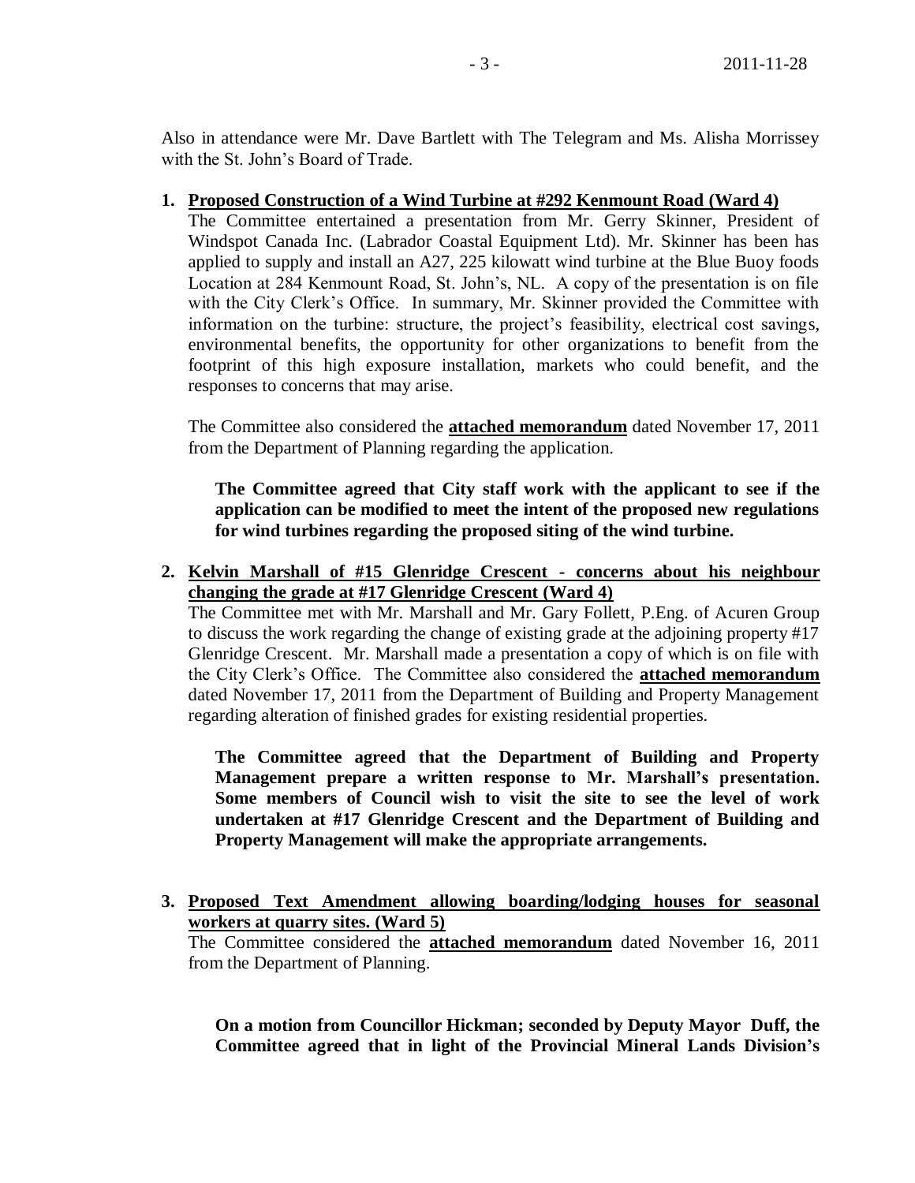Also in attendance were Mr. Dave Bartlett with The Telegram and Ms. Alisha Morrissey with the St. John's Board of Trade.

1. **Proposed Construction of a Wind Turbine at #292 Kenmount Road (Ward 4)**
   The Committee entertained a presentation from Mr. Gerry Skinner, President of Windspot Canada Inc. (Labrador Coastal Equipment Ltd). Mr. Skinner has been has applied to supply and install an A27, 225 kilowatt wind turbine at the Blue Buoy foods Location at 284 Kenmount Road, St. John's, NL. A copy of the presentation is on file with the City Clerk's Office. In summary, Mr. Skinner provided the Committee with information on the turbine: structure, the project's feasibility, electrical cost savings, environmental benefits, the opportunity for other organizations to benefit from the footprint of this high exposure installation, markets who could benefit, and the responses to concerns that may arise.

   The Committee also considered the **attached memorandum** dated November 17, 2011 from the Department of Planning regarding the application.

   **The Committee agreed that City staff work with the applicant to see if the application can be modified to meet the intent of the proposed new regulations for wind turbines regarding the proposed siting of the wind turbine.**

2. **Kelvin Marshall of #15 Glenridge Crescent - concerns about his neighbour changing the grade at #17 Glenridge Crescent (Ward 4)**
   The Committee met with Mr. Marshall and Mr. Gary Follett, P.Eng. of Acuren Group to discuss the work regarding the change of existing grade at the adjoining property #17 Glenridge Crescent. Mr. Marshall made a presentation a copy of which is on file with the City Clerk's Office. The Committee also considered the **attached memorandum** dated November 17, 2011 from the Department of Building and Property Management regarding alteration of finished grades for existing residential properties.

   **The Committee agreed that the Department of Building and Property Management prepare a written response to Mr. Marshall's presentation. Some members of Council wish to visit the site to see the level of work undertaken at #17 Glenridge Crescent and the Department of Building and Property Management will make the appropriate arrangements.**

3. **Proposed Text Amendment allowing boarding/lodging houses for seasonal workers at quarry sites. (Ward 5)**
   The Committee considered the **attached memorandum** dated November 16, 2011 from the Department of Planning.

   **On a motion from Councillor Hickman; seconded by Deputy Mayor Duff, the Committee agreed that in light of the Provincial Mineral Lands Division's**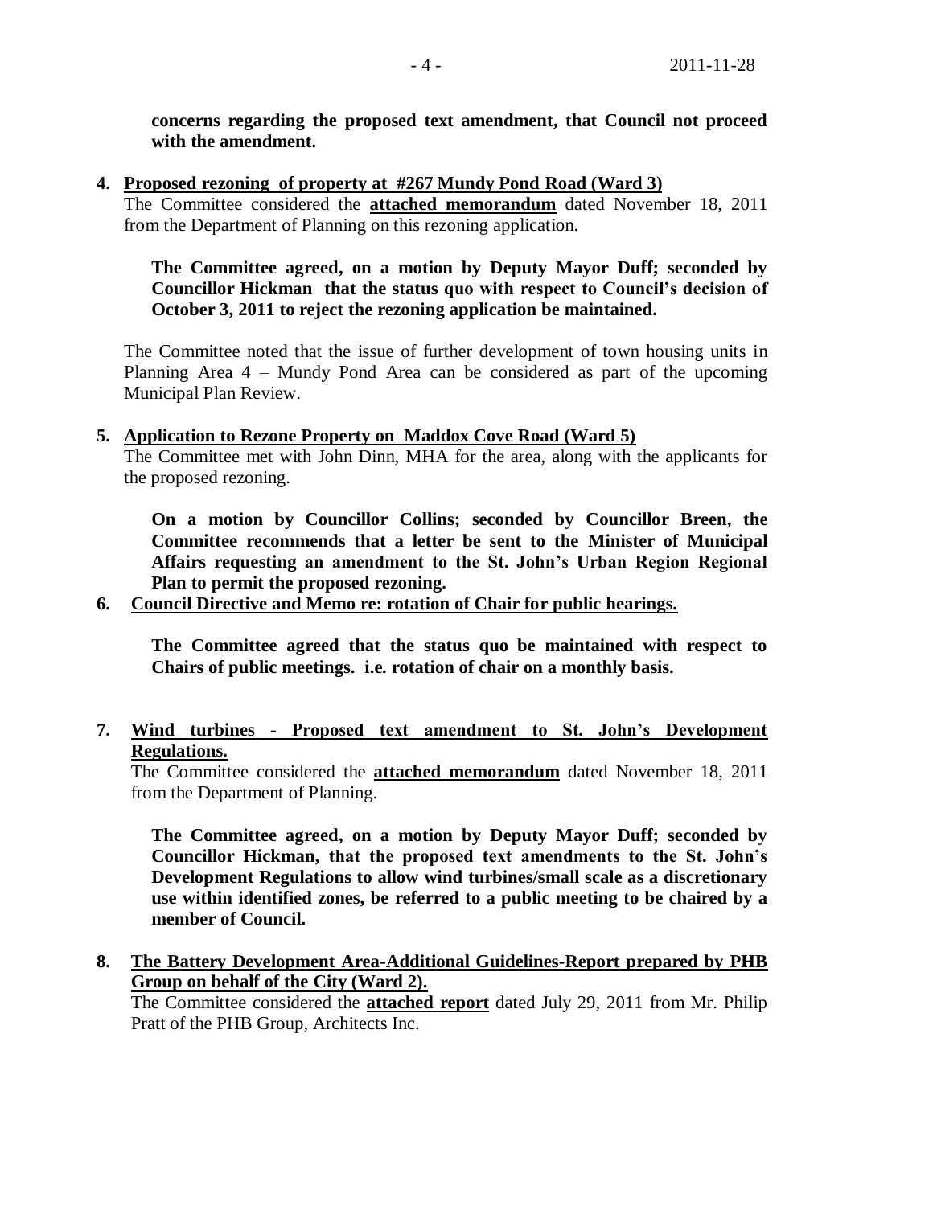**concerns regarding the proposed text amendment, that Council not proceed with the amendment.**

4. **Proposed rezoning of property at #267 Mundy Pond Road (Ward 3)**
   The Committee considered the **attached memorandum** dated November 18, 2011 from the Department of Planning on this rezoning application.

   **The Committee agreed, on a motion by Deputy Mayor Duff; seconded by Councillor Hickman that the status quo with respect to Council's decision of October 3, 2011 to reject the rezoning application be maintained.**

   The Committee noted that the issue of further development of town housing units in Planning Area 4 – Mundy Pond Area can be considered as part of the upcoming Municipal Plan Review.

5. **Application to Rezone Property on Maddox Cove Road (Ward 5)**
   The Committee met with John Dinn, MHA for the area, along with the applicants for the proposed rezoning.

   **On a motion by Councillor Collins; seconded by Councillor Breen, the Committee recommends that a letter be sent to the Minister of Municipal Affairs requesting an amendment to the St. John's Urban Region Regional Plan to permit the proposed rezoning.**

6. **Council Directive and Memo re: rotation of Chair for public hearings.**

   **The Committee agreed that the status quo be maintained with respect to Chairs of public meetings. i.e. rotation of chair on a monthly basis.**

7. **Wind turbines - Proposed text amendment to St. John's Development Regulations.**
   The Committee considered the **attached memorandum** dated November 18, 2011 from the Department of Planning.

   **The Committee agreed, on a motion by Deputy Mayor Duff; seconded by Councillor Hickman, that the proposed text amendments to the St. John's Development Regulations to allow wind turbines/small scale as a discretionary use within identified zones, be referred to a public meeting to be chaired by a member of Council.**

8. **The Battery Development Area-Additional Guidelines-Report prepared by PHB Group on behalf of the City (Ward 2).**
   The Committee considered the **attached report** dated July 29, 2011 from Mr. Philip Pratt of the PHB Group, Architects Inc.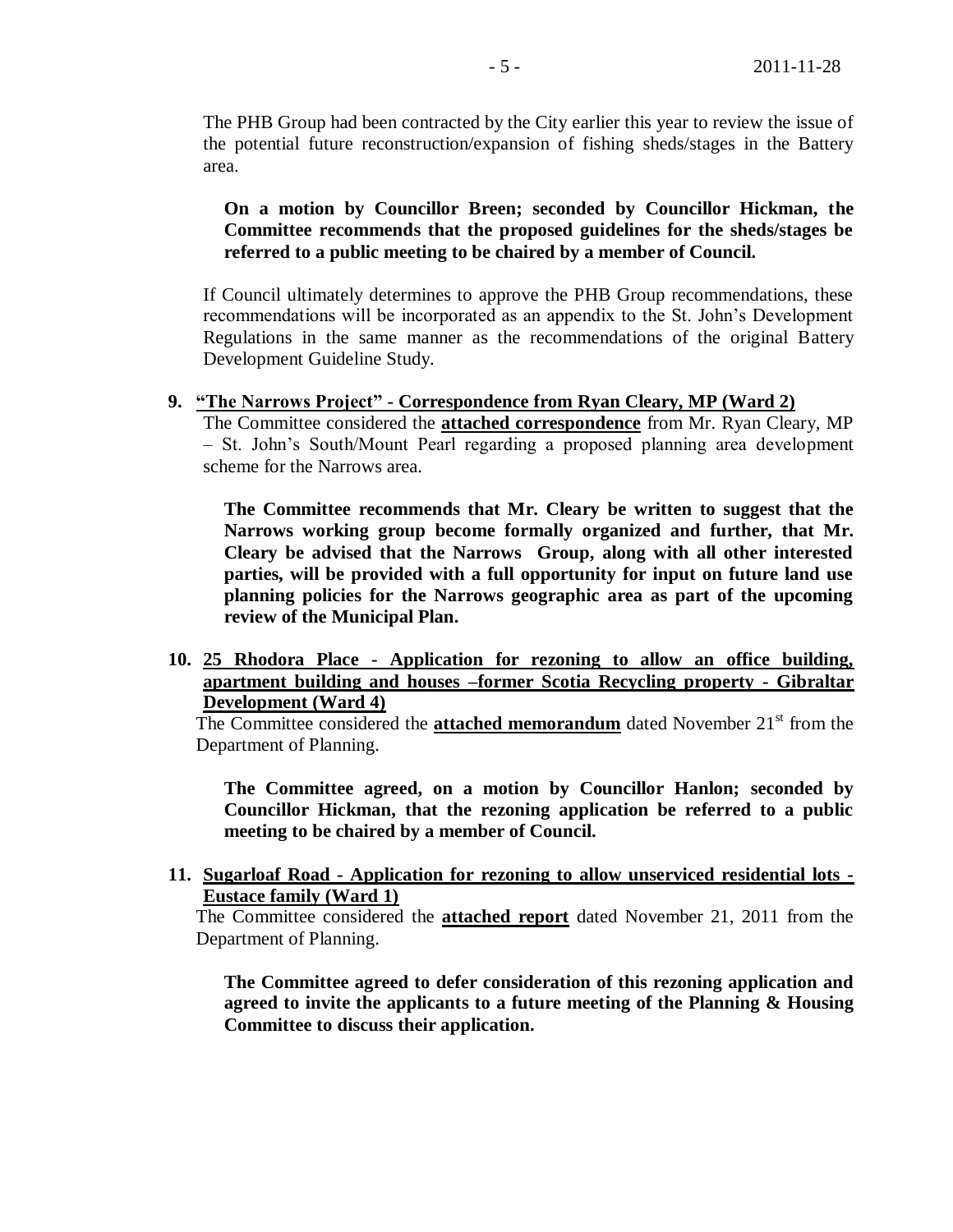The PHB Group had been contracted by the City earlier this year to review the issue of the potential future reconstruction/expansion of fishing sheds/stages in the Battery area.

**On a motion by Councillor Breen; seconded by Councillor Hickman, the Committee recommends that the proposed guidelines for the sheds/stages be referred to a public meeting to be chaired by a member of Council.**

If Council ultimately determines to approve the PHB Group recommendations, these recommendations will be incorporated as an appendix to the St. John's Development Regulations in the same manner as the recommendations of the original Battery Development Guideline Study.

**9. <u>"The Narrows Project" - Correspondence from Ryan Cleary, MP (Ward 2)</u>**

The Committee considered the **<u>attached correspondence</u>** from Mr. Ryan Cleary, MP – St. John's South/Mount Pearl regarding a proposed planning area development scheme for the Narrows area.

**The Committee recommends that Mr. Cleary be written to suggest that the Narrows working group become formally organized and further, that Mr. Cleary be advised that the Narrows Group, along with all other interested parties, will be provided with a full opportunity for input on future land use planning policies for the Narrows geographic area as part of the upcoming review of the Municipal Plan.**

**10. <u>25 Rhodora Place - Application for rezoning to allow an office building, apartment building and houses –former Scotia Recycling property - Gibraltar Development (Ward 4)</u>**

The Committee considered the **<u>attached memorandum</u>** dated November 21st from the Department of Planning.

**The Committee agreed, on a motion by Councillor Hanlon; seconded by Councillor Hickman, that the rezoning application be referred to a public meeting to be chaired by a member of Council.**

**11. <u>Sugarloaf Road - Application for rezoning to allow unserviced residential lots - Eustace family (Ward 1)</u>**

The Committee considered the **<u>attached report</u>** dated November 21, 2011 from the Department of Planning.

**The Committee agreed to defer consideration of this rezoning application and agreed to invite the applicants to a future meeting of the Planning & Housing Committee to discuss their application.**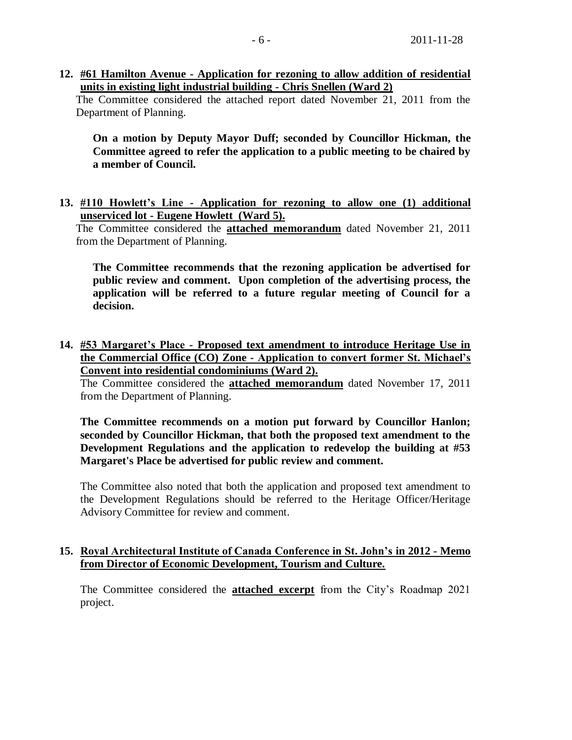**12. #61 Hamilton Avenue - Application for rezoning to allow addition of residential units in existing light industrial building - Chris Snellen (Ward 2)**

The Committee considered the attached report dated November 21, 2011 from the Department of Planning.

**On a motion by Deputy Mayor Duff; seconded by Councillor Hickman, the Committee agreed to refer the application to a public meeting to be chaired by a member of Council.**

**13. #110 Howlett's Line - Application for rezoning to allow one (1) additional unserviced lot - Eugene Howlett (Ward 5).**

The Committee considered the **attached memorandum** dated November 21, 2011 from the Department of Planning.

**The Committee recommends that the rezoning application be advertised for public review and comment. Upon completion of the advertising process, the application will be referred to a future regular meeting of Council for a decision.**

**14. #53 Margaret's Place - Proposed text amendment to introduce Heritage Use in the Commercial Office (CO) Zone - Application to convert former St. Michael's Convent into residential condominiums (Ward 2).**

The Committee considered the **attached memorandum** dated November 17, 2011 from the Department of Planning.

**The Committee recommends on a motion put forward by Councillor Hanlon; seconded by Councillor Hickman, that both the proposed text amendment to the Development Regulations and the application to redevelop the building at #53 Margaret's Place be advertised for public review and comment.**

The Committee also noted that both the application and proposed text amendment to the Development Regulations should be referred to the Heritage Officer/Heritage Advisory Committee for review and comment.

**15. Royal Architectural Institute of Canada Conference in St. John's in 2012 - Memo from Director of Economic Development, Tourism and Culture.**

The Committee considered the **attached excerpt** from the City's Roadmap 2021 project.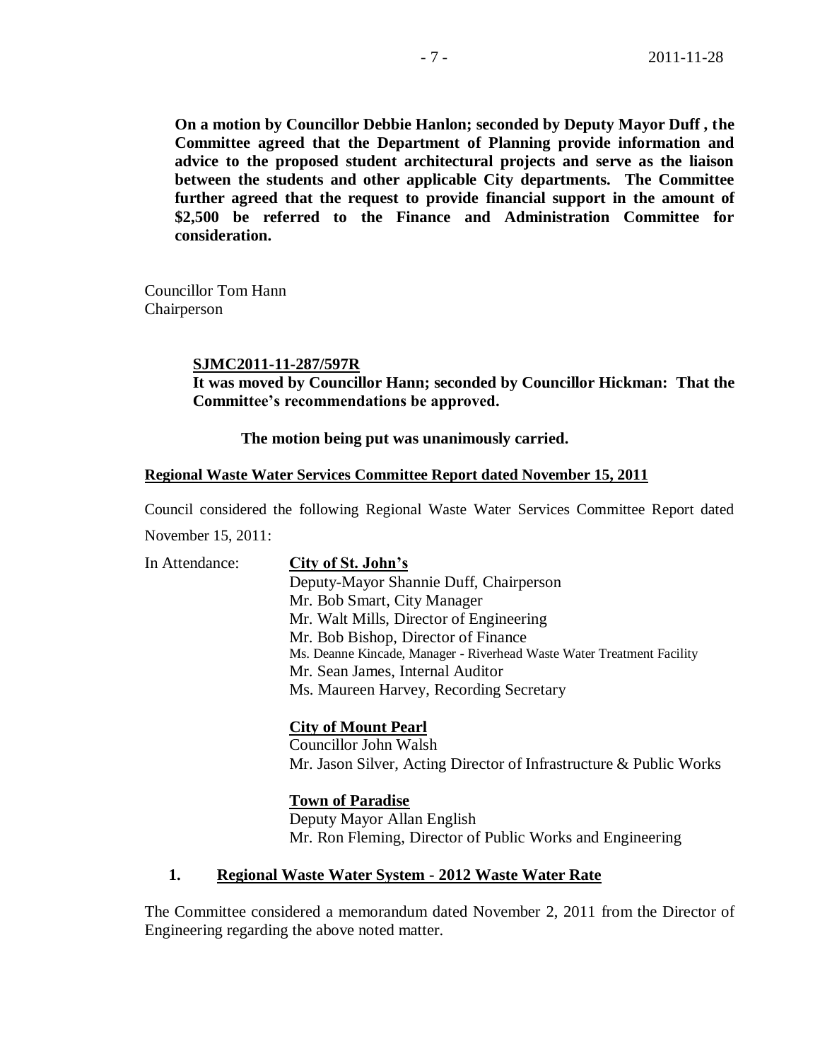**On a motion by Councillor Debbie Hanlon; seconded by Deputy Mayor Duff , the Committee agreed that the Department of Planning provide information and advice to the proposed student architectural projects and serve as the liaison between the students and other applicable City departments. The Committee further agreed that the request to provide financial support in the amount of $2,500 be referred to the Finance and Administration Committee for consideration.**

Councillor Tom Hann
Chairperson

**SJMC2011-11-287/597R**
**It was moved by Councillor Hann; seconded by Councillor Hickman: That the Committee's recommendations be approved.**

**The motion being put was unanimously carried.**

**Regional Waste Water Services Committee Report dated November 15, 2011**

Council considered the following Regional Waste Water Services Committee Report dated November 15, 2011:

In Attendance:

**City of St. John's**
Deputy-Mayor Shannie Duff, Chairperson
Mr. Bob Smart, City Manager
Mr. Walt Mills, Director of Engineering
Mr. Bob Bishop, Director of Finance
Ms. Deanne Kincade, Manager - Riverhead Waste Water Treatment Facility
Mr. Sean James, Internal Auditor
Ms. Maureen Harvey, Recording Secretary

**City of Mount Pearl**
Councillor John Walsh
Mr. Jason Silver, Acting Director of Infrastructure & Public Works

**Town of Paradise**
Deputy Mayor Allan English
Mr. Ron Fleming, Director of Public Works and Engineering

**1. Regional Waste Water System - 2012 Waste Water Rate**

The Committee considered a memorandum dated November 2, 2011 from the Director of Engineering regarding the above noted matter.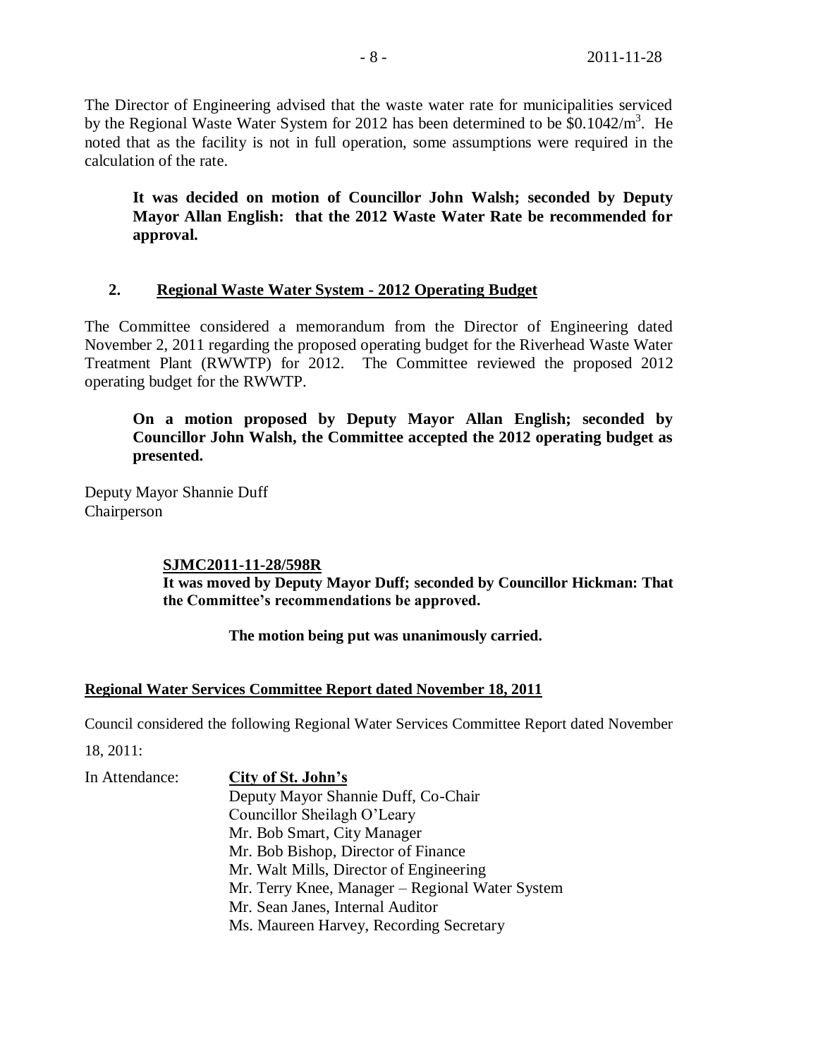The Director of Engineering advised that the waste water rate for municipalities serviced by the Regional Waste Water System for 2012 has been determined to be $\$0.1042/m^3$. He noted that as the facility is not in full operation, some assumptions were required in the calculation of the rate.

> **It was decided on motion of Councillor John Walsh; seconded by Deputy Mayor Allan English: that the 2012 Waste Water Rate be recommended for approval.**

**2. Regional Waste Water System - 2012 Operating Budget**

The Committee considered a memorandum from the Director of Engineering dated November 2, 2011 regarding the proposed operating budget for the Riverhead Waste Water Treatment Plant (RWWTP) for 2012. The Committee reviewed the proposed 2012 operating budget for the RWWTP.

> **On a motion proposed by Deputy Mayor Allan English; seconded by Councillor John Walsh, the Committee accepted the 2012 operating budget as presented.**

Deputy Mayor Shannie Duff
Chairperson

> **SJMC2011-11-28/598R**
> **It was moved by Deputy Mayor Duff; seconded by Councillor Hickman: That the Committee's recommendations be approved.**
>
> **The motion being put was unanimously carried.**

**Regional Water Services Committee Report dated November 18, 2011**

Council considered the following Regional Water Services Committee Report dated November 18, 2011:

In Attendance: **City of St. John's**
Deputy Mayor Shannie Duff, Co-Chair
Councillor Sheilagh O'Leary
Mr. Bob Smart, City Manager
Mr. Bob Bishop, Director of Finance
Mr. Walt Mills, Director of Engineering
Mr. Terry Knee, Manager – Regional Water System
Mr. Sean Janes, Internal Auditor
Ms. Maureen Harvey, Recording Secretary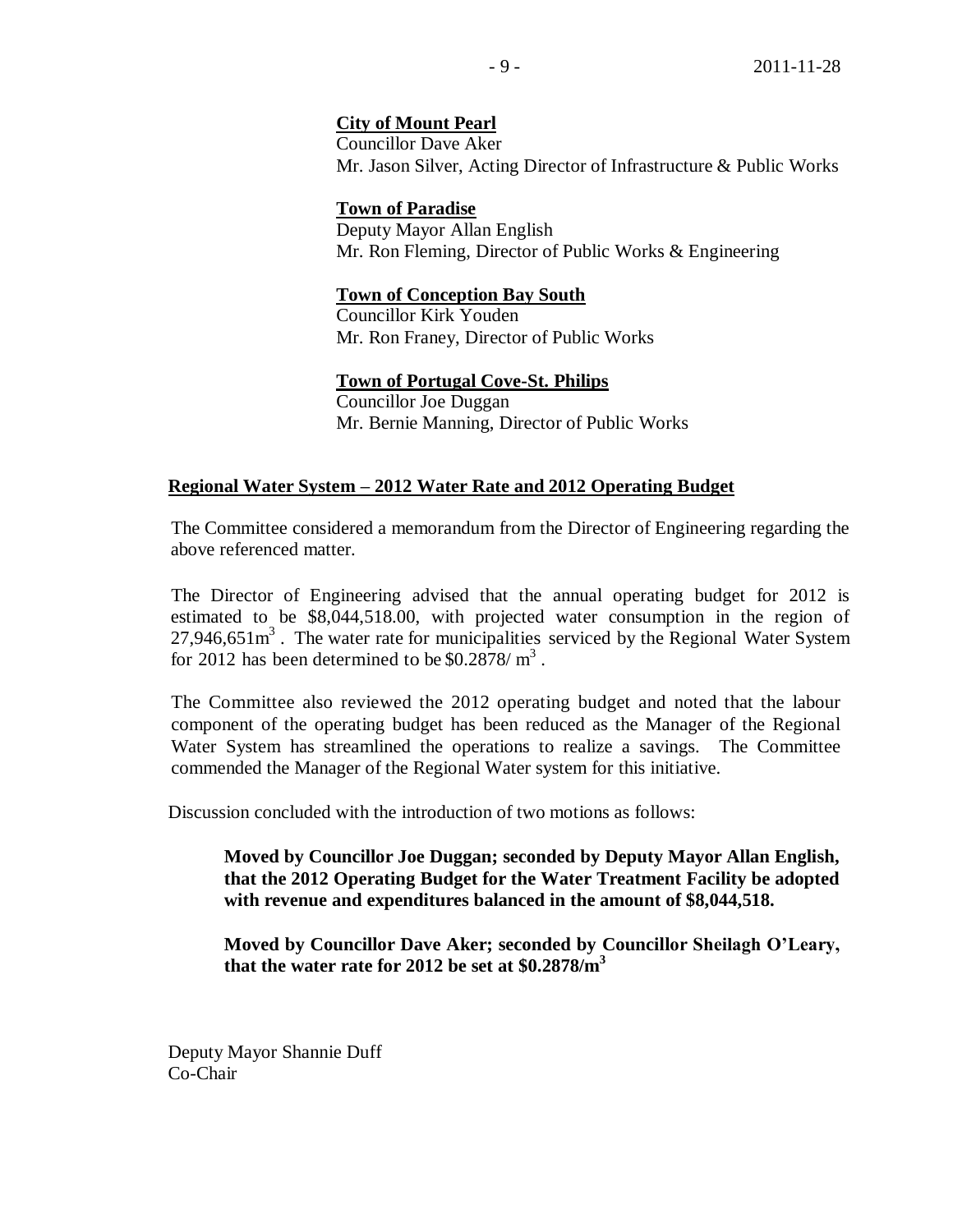**City of Mount Pearl**
Councillor Dave Aker
Mr. Jason Silver, Acting Director of Infrastructure & Public Works

**Town of Paradise**
Deputy Mayor Allan English
Mr. Ron Fleming, Director of Public Works & Engineering

**Town of Conception Bay South**
Councillor Kirk Youden
Mr. Ron Franey, Director of Public Works

**Town of Portugal Cove-St. Philips**
Councillor Joe Duggan
Mr. Bernie Manning, Director of Public Works

## Regional Water System – 2012 Water Rate and 2012 Operating Budget

The Committee considered a memorandum from the Director of Engineering regarding the above referenced matter.

The Director of Engineering advised that the annual operating budget for 2012 is estimated to be \$8,044,518.00, with projected water consumption in the region of 27,946,651$m^3$ . The water rate for municipalities serviced by the Regional Water System for 2012 has been determined to be \$0.2878/ $m^3$ .

The Committee also reviewed the 2012 operating budget and noted that the labour component of the operating budget has been reduced as the Manager of the Regional Water System has streamlined the operations to realize a savings. The Committee commended the Manager of the Regional Water system for this initiative.

Discussion concluded with the introduction of two motions as follows:

> **Moved by Councillor Joe Duggan; seconded by Deputy Mayor Allan English, that the 2012 Operating Budget for the Water Treatment Facility be adopted with revenue and expenditures balanced in the amount of \$8,044,518.**
>
> **Moved by Councillor Dave Aker; seconded by Councillor Sheilagh O'Leary, that the water rate for 2012 be set at \$0.2878/$m^3$**

Deputy Mayor Shannie Duff
Co-Chair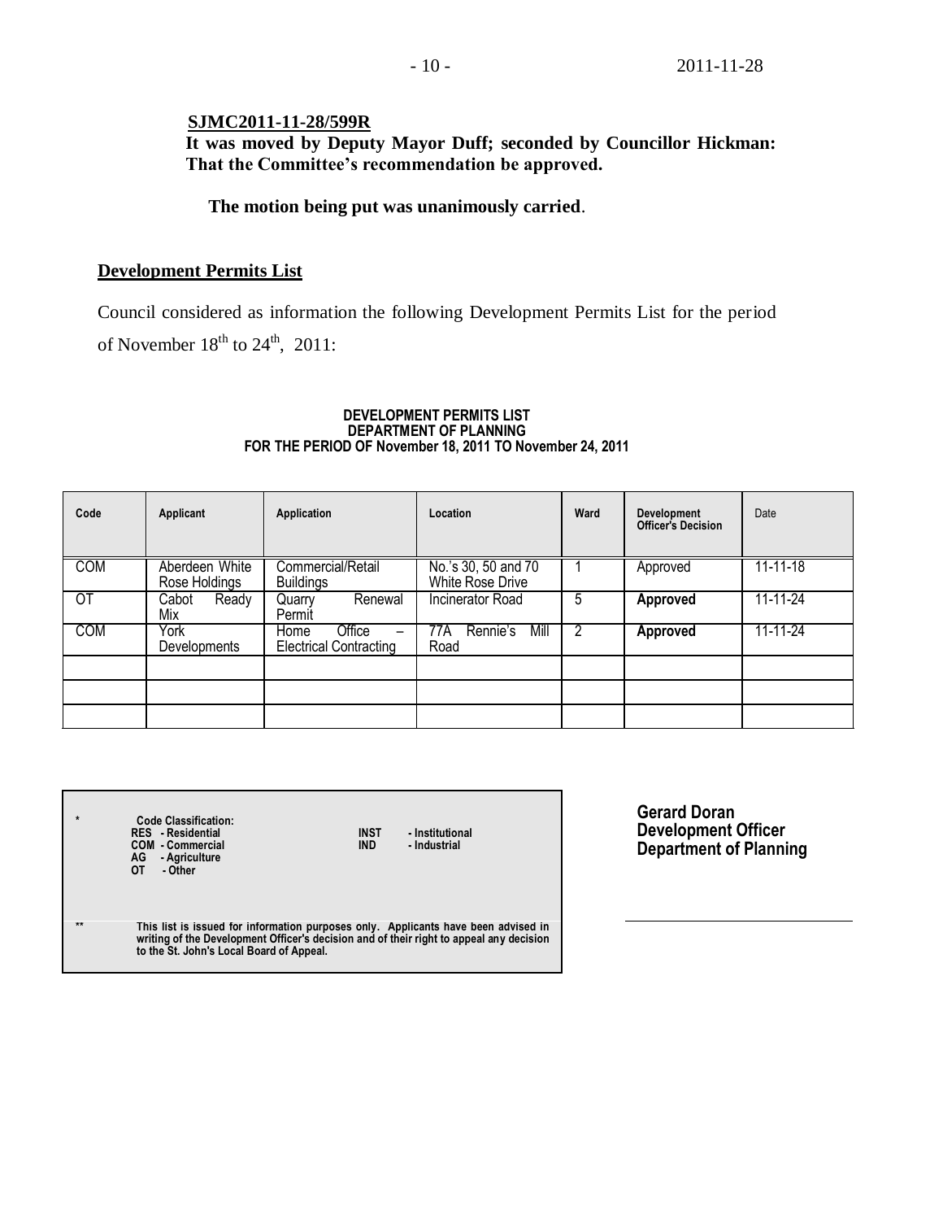**SJMC2011-11-28/599R**

**It was moved by Deputy Mayor Duff; seconded by Councillor Hickman: That the Committee's recommendation be approved.**

**The motion being put was unanimously carried**.

## Development Permits List

Council considered as information the following Development Permits List for the period of November 18th to 24th, 2011:

**DEVELOPMENT PERMITS LIST**
**DEPARTMENT OF PLANNING**
**FOR THE PERIOD OF November 18, 2011 TO November 24, 2011**

| Code | Applicant | Application | Location | Ward | Development Officer's Decision | Date |
|---|---|---|---|---|---|---|
| COM | Aberdeen White Rose Holdings | Commercial/Retail Buildings | No.'s 30, 50 and 70 White Rose Drive | 1 | Approved | 11-11-18 |
| OT | Cabot Ready Mix | Quarry Renewal Permit | Incinerator Road | 5 | **Approved** | 11-11-24 |
| COM | York Developments | Home Office – Electrical Contracting | 77A Rennie's Mill Road | 2 | **Approved** | 11-11-24 |
| | | | | | | |
| | | | | | | |
| | | | | | | |

| * | **Code Classification:** | |
|---|---|---|
| | **RES - Residential** | **INST - Institutional** |
| | **COM - Commercial** | **IND - Industrial** |
| | **AG - Agriculture** | |
| | **OT - Other** | |
| ** | **This list is issued for information purposes only. Applicants have been advised in writing of the Development Officer's decision and of their right to appeal any decision to the St. John's Local Board of Appeal.** | |

**Gerard Doran**
**Development Officer**
**Department of Planning**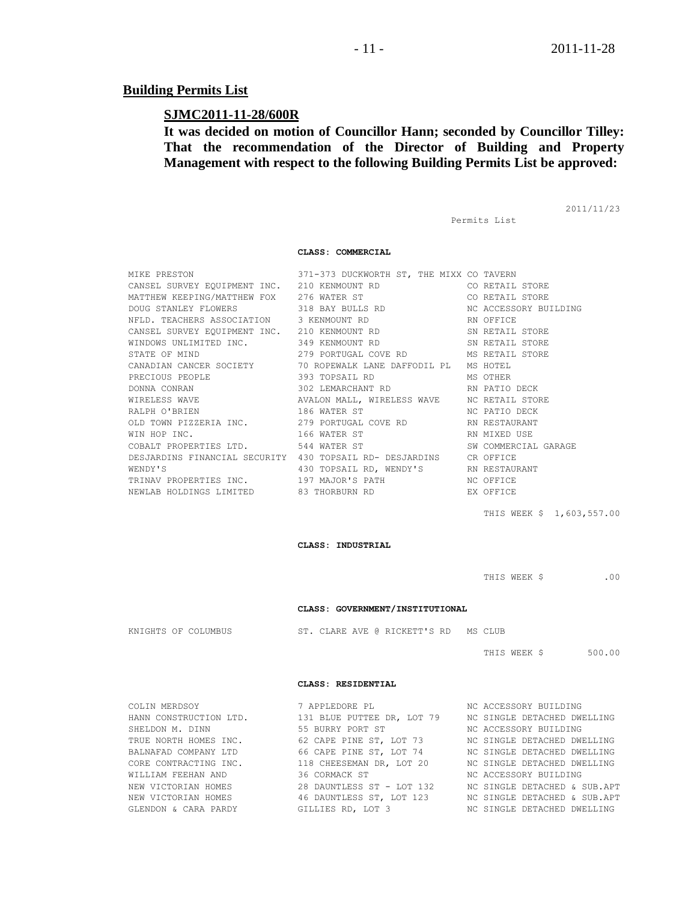## Building Permits List

**SJMC2011-11-28/600R**

**It was decided on motion of Councillor Hann; seconded by Councillor Tilley: That the recommendation of the Director of Building and Property Management with respect to the following Building Permits List be approved:**

2011/11/23

Permits List

**CLASS: COMMERCIAL**

| | | |
|---|---|---|
| MIKE PRESTON | 371-373 DUCKWORTH ST, THE MIXX | CO TAVERN |
| CANSEL SURVEY EQUIPMENT INC. | 210 KENMOUNT RD | CO RETAIL STORE |
| MATTHEW KEEPING/MATTHEW FOX | 276 WATER ST | CO RETAIL STORE |
| DOUG STANLEY FLOWERS | 318 BAY BULLS RD | NC ACCESSORY BUILDING |
| NFLD. TEACHERS ASSOCIATION | 3 KENMOUNT RD | RN OFFICE |
| CANSEL SURVEY EQUIPMENT INC. | 210 KENMOUNT RD | SN RETAIL STORE |
| WINDOWS UNLIMITED INC. | 349 KENMOUNT RD | SN RETAIL STORE |
| STATE OF MIND | 279 PORTUGAL COVE RD | MS RETAIL STORE |
| CANADIAN CANCER SOCIETY | 70 ROPEWALK LANE DAFFODIL PL | MS HOTEL |
| PRECIOUS PEOPLE | 393 TOPSAIL RD | MS OTHER |
| DONNA CONRAN | 302 LEMARCHANT RD | RN PATIO DECK |
| WIRELESS WAVE | AVALON MALL, WIRELESS WAVE | NC RETAIL STORE |
| RALPH O'BRIEN | 186 WATER ST | NC PATIO DECK |
| OLD TOWN PIZZERIA INC. | 279 PORTUGAL COVE RD | RN RESTAURANT |
| WIN HOP INC. | 166 WATER ST | RN MIXED USE |
| COBALT PROPERTIES LTD. | 544 WATER ST | SW COMMERCIAL GARAGE |
| DESJARDINS FINANCIAL SECURITY | 430 TOPSAIL RD- DESJARDINS | CR OFFICE |
| WENDY'S | 430 TOPSAIL RD, WENDY'S | RN RESTAURANT |
| TRINAV PROPERTIES INC. | 197 MAJOR'S PATH | NC OFFICE |
| NEWLAB HOLDINGS LIMITED | 83 THORBURN RD | EX OFFICE |

THIS WEEK $ 1,603,557.00

**CLASS: INDUSTRIAL**

THIS WEEK $ .00

**CLASS: GOVERNMENT/INSTITUTIONAL**

| | | |
|---|---|---|
| KNIGHTS OF COLUMBUS | ST. CLARE AVE @ RICKETT'S RD | MS CLUB |

THIS WEEK $ 500.00

**CLASS: RESIDENTIAL**

| | | |
|---|---|---|
| COLIN MERDSOY | 7 APPLEDORE PL | NC ACCESSORY BUILDING |
| HANN CONSTRUCTION LTD. | 131 BLUE PUTTEE DR, LOT 79 | NC SINGLE DETACHED DWELLING |
| SHELDON M. DINN | 55 BURRY PORT ST | NC ACCESSORY BUILDING |
| TRUE NORTH HOMES INC. | 62 CAPE PINE ST, LOT 73 | NC SINGLE DETACHED DWELLING |
| BALNAFAD COMPANY LTD | 66 CAPE PINE ST, LOT 74 | NC SINGLE DETACHED DWELLING |
| CORE CONTRACTING INC. | 118 CHEESEMAN DR, LOT 20 | NC SINGLE DETACHED DWELLING |
| WILLIAM FEEHAN AND | 36 CORMACK ST | NC ACCESSORY BUILDING |
| NEW VICTORIAN HOMES | 28 DAUNTLESS ST - LOT 132 | NC SINGLE DETACHED & SUB.APT |
| NEW VICTORIAN HOMES | 46 DAUNTLESS ST, LOT 123 | NC SINGLE DETACHED & SUB.APT |
| GLENDON & CARA PARDY | GILLIES RD, LOT 3 | NC SINGLE DETACHED DWELLING |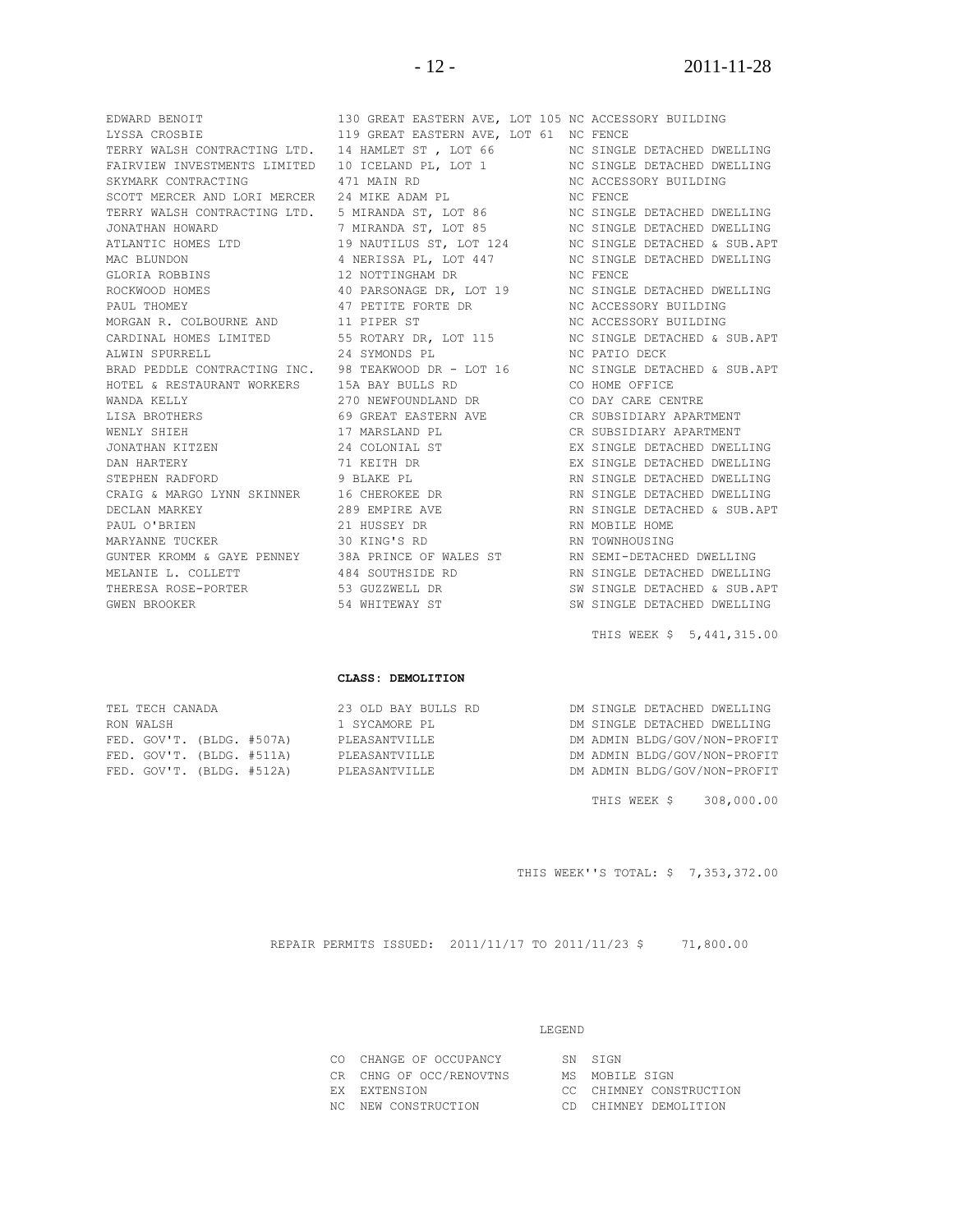| | | |
|---|---|---|
| EDWARD BENOIT | 130 GREAT EASTERN AVE, LOT 105 | NC ACCESSORY BUILDING |
| LYSSA CROSBIE | 119 GREAT EASTERN AVE, LOT 61 | NC FENCE |
| TERRY WALSH CONTRACTING LTD. | 14 HAMLET ST , LOT 66 | NC SINGLE DETACHED DWELLING |
| FAIRVIEW INVESTMENTS LIMITED | 10 ICELAND PL, LOT 1 | NC SINGLE DETACHED DWELLING |
| SKYMARK CONTRACTING | 471 MAIN RD | NC ACCESSORY BUILDING |
| SCOTT MERCER AND LORI MERCER | 24 MIKE ADAM PL | NC FENCE |
| TERRY WALSH CONTRACTING LTD. | 5 MIRANDA ST, LOT 86 | NC SINGLE DETACHED DWELLING |
| JONATHAN HOWARD | 7 MIRANDA ST, LOT 85 | NC SINGLE DETACHED DWELLING |
| ATLANTIC HOMES LTD | 19 NAUTILUS ST, LOT 124 | NC SINGLE DETACHED & SUB.APT |
| MAC BLUNDON | 4 NERISSA PL, LOT 447 | NC SINGLE DETACHED DWELLING |
| GLORIA ROBBINS | 12 NOTTINGHAM DR | NC FENCE |
| ROCKWOOD HOMES | 40 PARSONAGE DR, LOT 19 | NC SINGLE DETACHED DWELLING |
| PAUL THOMEY | 47 PETITE FORTE DR | NC ACCESSORY BUILDING |
| MORGAN R. COLBOURNE AND | 11 PIPER ST | NC ACCESSORY BUILDING |
| CARDINAL HOMES LIMITED | 55 ROTARY DR, LOT 115 | NC SINGLE DETACHED & SUB.APT |
| ALWIN SPURRELL | 24 SYMONDS PL | NC PATIO DECK |
| BRAD PEDDLE CONTRACTING INC. | 98 TEAKWOOD DR - LOT 16 | NC SINGLE DETACHED & SUB.APT |
| HOTEL & RESTAURANT WORKERS | 15A BAY BULLS RD | CO HOME OFFICE |
| WANDA KELLY | 270 NEWFOUNDLAND DR | CO DAY CARE CENTRE |
| LISA BROTHERS | 69 GREAT EASTERN AVE | CR SUBSIDIARY APARTMENT |
| WENLY SHIEH | 17 MARSLAND PL | CR SUBSIDIARY APARTMENT |
| JONATHAN KITZEN | 24 COLONIAL ST | EX SINGLE DETACHED DWELLING |
| DAN HARTERY | 71 KEITH DR | EX SINGLE DETACHED DWELLING |
| STEPHEN RADFORD | 9 BLAKE PL | RN SINGLE DETACHED DWELLING |
| CRAIG & MARGO LYNN SKINNER | 16 CHEROKEE DR | RN SINGLE DETACHED DWELLING |
| DECLAN MARKEY | 289 EMPIRE AVE | RN SINGLE DETACHED & SUB.APT |
| PAUL O'BRIEN | 21 HUSSEY DR | RN MOBILE HOME |
| MARYANNE TUCKER | 30 KING'S RD | RN TOWNHOUSING |
| GUNTER KROMM & GAYE PENNEY | 38A PRINCE OF WALES ST | RN SEMI-DETACHED DWELLING |
| MELANIE L. COLLETT | 484 SOUTHSIDE RD | RN SINGLE DETACHED DWELLING |
| THERESA ROSE-PORTER | 53 GUZZWELL DR | SW SINGLE DETACHED & SUB.APT |
| GWEN BROOKER | 54 WHITEWAY ST | SW SINGLE DETACHED DWELLING |

THIS WEEK $ 5,441,315.00

**CLASS: DEMOLITION**

| | | |
|---|---|---|
| TEL TECH CANADA | 23 OLD BAY BULLS RD | DM SINGLE DETACHED DWELLING |
| RON WALSH | 1 SYCAMORE PL | DM SINGLE DETACHED DWELLING |
| FED. GOV'T. (BLDG. #507A) | PLEASANTVILLE | DM ADMIN BLDG/GOV/NON-PROFIT |
| FED. GOV'T. (BLDG. #511A) | PLEASANTVILLE | DM ADMIN BLDG/GOV/NON-PROFIT |
| FED. GOV'T. (BLDG. #512A) | PLEASANTVILLE | DM ADMIN BLDG/GOV/NON-PROFIT |

THIS WEEK $ 308,000.00

THIS WEEK''S TOTAL: $ 7,353,372.00

REPAIR PERMITS ISSUED: 2011/11/17 TO 2011/11/23 $ 71,800.00

LEGEND

| | |
|---|---|
| CO CHANGE OF OCCUPANCY | SN SIGN |
| CR CHNG OF OCC/RENOVTNS | MS MOBILE SIGN |
| EX EXTENSION | CC CHIMNEY CONSTRUCTION |
| NC NEW CONSTRUCTION | CD CHIMNEY DEMOLITION |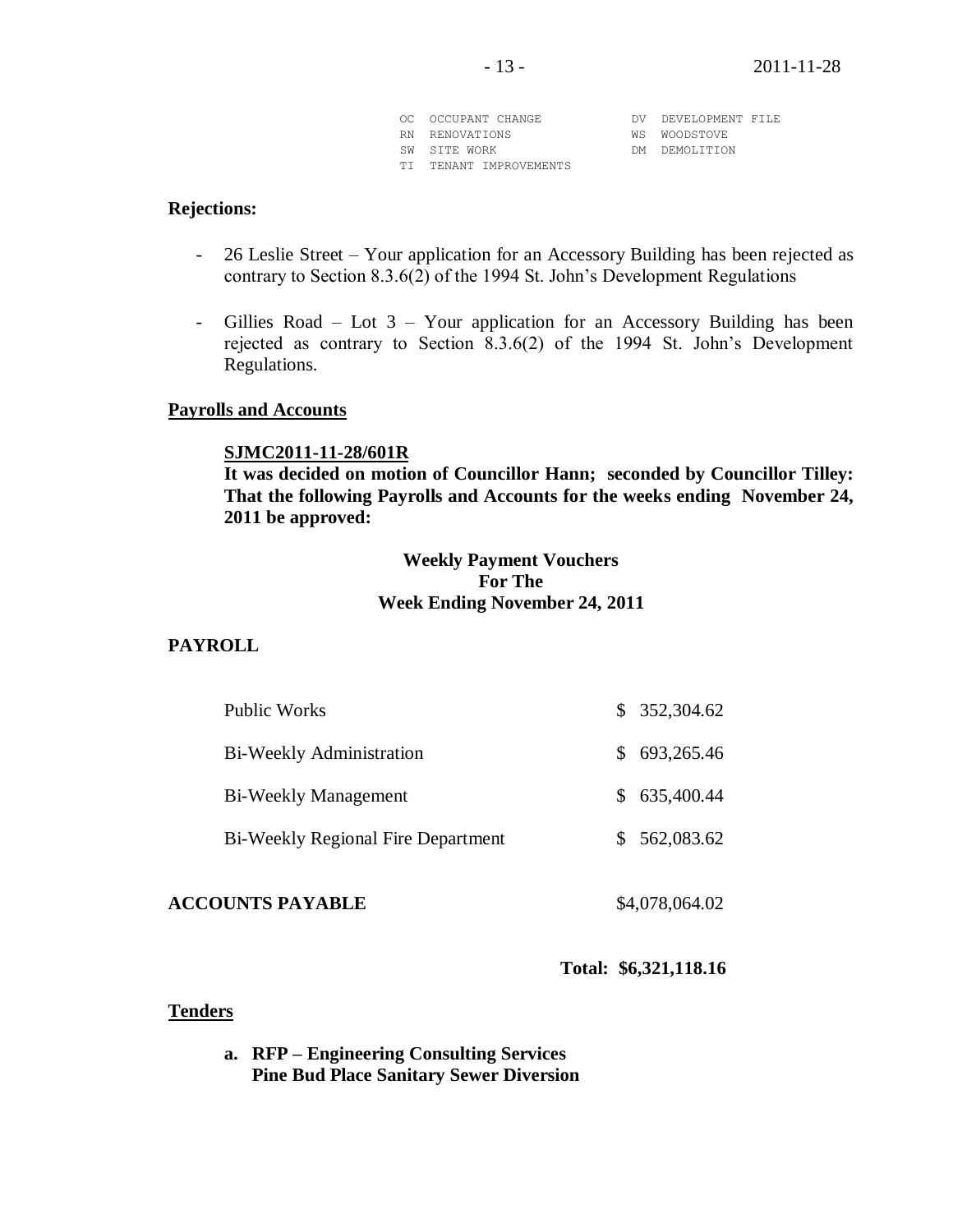```
OC  OCCUPANT CHANGE           DV  DEVELOPMENT FILE
RN  RENOVATIONS               WS  WOODSTOVE
SW  SITE WORK                 DM  DEMOLITION
TI  TENANT IMPROVEMENTS
```

**Rejections:**

- 26 Leslie Street – Your application for an Accessory Building has been rejected as contrary to Section 8.3.6(2) of the 1994 St. John's Development Regulations
- Gillies Road – Lot 3 – Your application for an Accessory Building has been rejected as contrary to Section 8.3.6(2) of the 1994 St. John's Development Regulations.

## Payrolls and Accounts

**SJMC2011-11-28/601R**

**It was decided on motion of Councillor Hann; seconded by Councillor Tilley: That the following Payrolls and Accounts for the weeks ending November 24, 2011 be approved:**

**Weekly Payment Vouchers**
**For The**
**Week Ending November 24, 2011**

**PAYROLL**

| | |
|---|---|
| Public Works | $ 352,304.62 |
| Bi-Weekly Administration | $ 693,265.46 |
| Bi-Weekly Management | $ 635,400.44 |
| Bi-Weekly Regional Fire Department | $ 562,083.62 |
| **ACCOUNTS PAYABLE** | $4,078,064.02 |
| | **Total: $6,321,118.16** |

## Tenders

a. **RFP – Engineering Consulting Services**
   **Pine Bud Place Sanitary Sewer Diversion**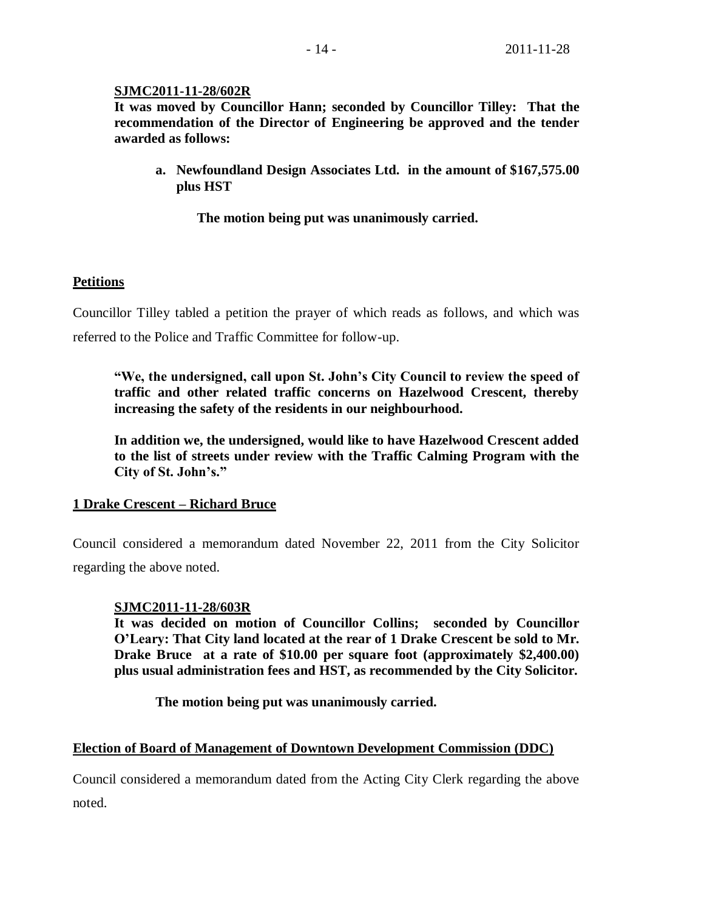**SJMC2011-11-28/602R**

**It was moved by Councillor Hann; seconded by Councillor Tilley: That the recommendation of the Director of Engineering be approved and the tender awarded as follows:**

> **a. Newfoundland Design Associates Ltd. in the amount of $167,575.00 plus HST**

**The motion being put was unanimously carried.**

## Petitions

Councillor Tilley tabled a petition the prayer of which reads as follows, and which was referred to the Police and Traffic Committee for follow-up.

> **"We, the undersigned, call upon St. John's City Council to review the speed of traffic and other related traffic concerns on Hazelwood Crescent, thereby increasing the safety of the residents in our neighbourhood.**
>
> **In addition we, the undersigned, would like to have Hazelwood Crescent added to the list of streets under review with the Traffic Calming Program with the City of St. John's."**

## 1 Drake Crescent – Richard Bruce

Council considered a memorandum dated November 22, 2011 from the City Solicitor regarding the above noted.

**SJMC2011-11-28/603R**

**It was decided on motion of Councillor Collins; seconded by Councillor O'Leary: That City land located at the rear of 1 Drake Crescent be sold to Mr. Drake Bruce at a rate of $10.00 per square foot (approximately $2,400.00) plus usual administration fees and HST, as recommended by the City Solicitor.**

**The motion being put was unanimously carried.**

## Election of Board of Management of Downtown Development Commission (DDC)

Council considered a memorandum dated from the Acting City Clerk regarding the above noted.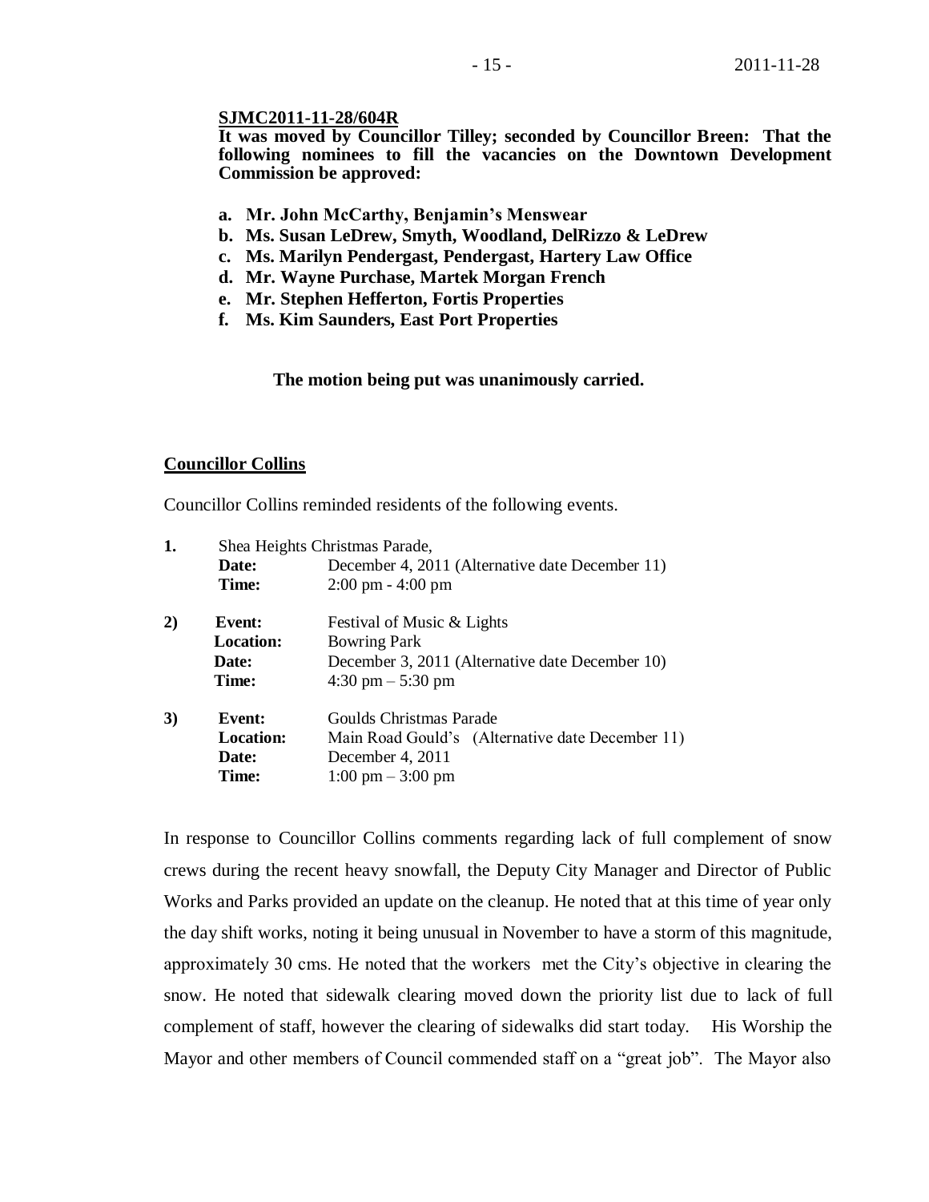**SJMC2011-11-28/604R**

**It was moved by Councillor Tilley; seconded by Councillor Breen: That the following nominees to fill the vacancies on the Downtown Development Commission be approved:**

- **a. Mr. John McCarthy, Benjamin's Menswear**
- **b. Ms. Susan LeDrew, Smyth, Woodland, DelRizzo & LeDrew**
- **c. Ms. Marilyn Pendergast, Pendergast, Hartery Law Office**
- **d. Mr. Wayne Purchase, Martek Morgan French**
- **e. Mr. Stephen Hefferton, Fortis Properties**
- **f. Ms. Kim Saunders, East Port Properties**

**The motion being put was unanimously carried.**

## Councillor Collins

Councillor Collins reminded residents of the following events.

**1.** Shea Heights Christmas Parade,
**Date:** December 4, 2011 (Alternative date December 11)
**Time:** 2:00 pm - 4:00 pm

**2)** **Event:** Festival of Music & Lights
**Location:** Bowring Park
**Date:** December 3, 2011 (Alternative date December 10)
**Time:** 4:30 pm – 5:30 pm

**3)** **Event:** Goulds Christmas Parade
**Location:** Main Road Gould's (Alternative date December 11)
**Date:** December 4, 2011
**Time:** 1:00 pm – 3:00 pm

In response to Councillor Collins comments regarding lack of full complement of snow crews during the recent heavy snowfall, the Deputy City Manager and Director of Public Works and Parks provided an update on the cleanup. He noted that at this time of year only the day shift works, noting it being unusual in November to have a storm of this magnitude, approximately 30 cms. He noted that the workers met the City's objective in clearing the snow. He noted that sidewalk clearing moved down the priority list due to lack of full complement of staff, however the clearing of sidewalks did start today. His Worship the Mayor and other members of Council commended staff on a "great job". The Mayor also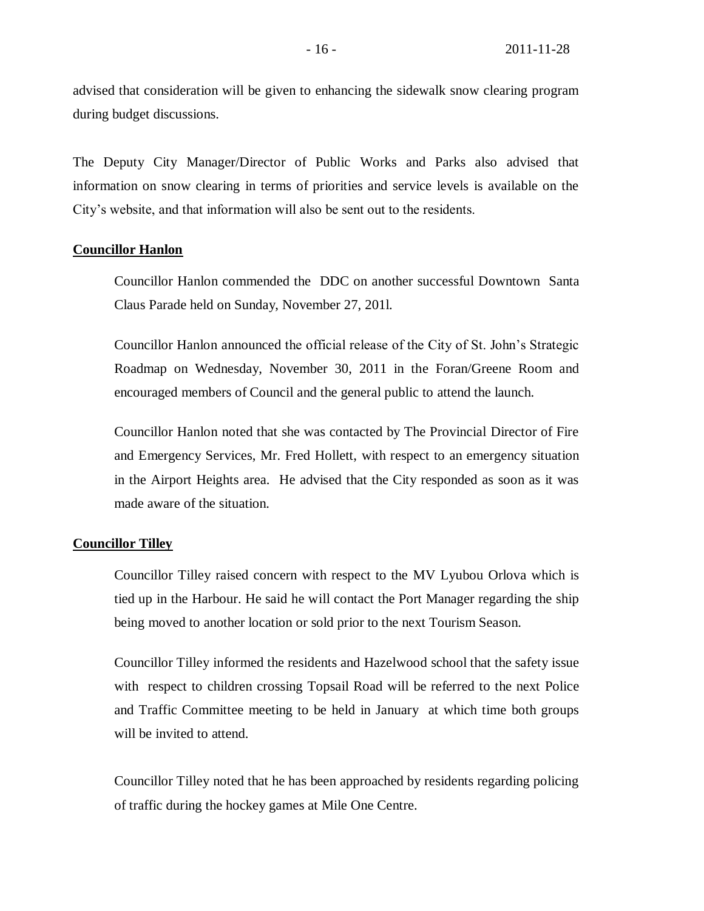advised that consideration will be given to enhancing the sidewalk snow clearing program during budget discussions.

The Deputy City Manager/Director of Public Works and Parks also advised that information on snow clearing in terms of priorities and service levels is available on the City's website, and that information will also be sent out to the residents.

**Councillor Hanlon**

Councillor Hanlon commended the DDC on another successful Downtown Santa Claus Parade held on Sunday, November 27, 201l.

Councillor Hanlon announced the official release of the City of St. John's Strategic Roadmap on Wednesday, November 30, 2011 in the Foran/Greene Room and encouraged members of Council and the general public to attend the launch.

Councillor Hanlon noted that she was contacted by The Provincial Director of Fire and Emergency Services, Mr. Fred Hollett, with respect to an emergency situation in the Airport Heights area. He advised that the City responded as soon as it was made aware of the situation.

**Councillor Tilley**

Councillor Tilley raised concern with respect to the MV Lyubou Orlova which is tied up in the Harbour. He said he will contact the Port Manager regarding the ship being moved to another location or sold prior to the next Tourism Season.

Councillor Tilley informed the residents and Hazelwood school that the safety issue with respect to children crossing Topsail Road will be referred to the next Police and Traffic Committee meeting to be held in January at which time both groups will be invited to attend.

Councillor Tilley noted that he has been approached by residents regarding policing of traffic during the hockey games at Mile One Centre.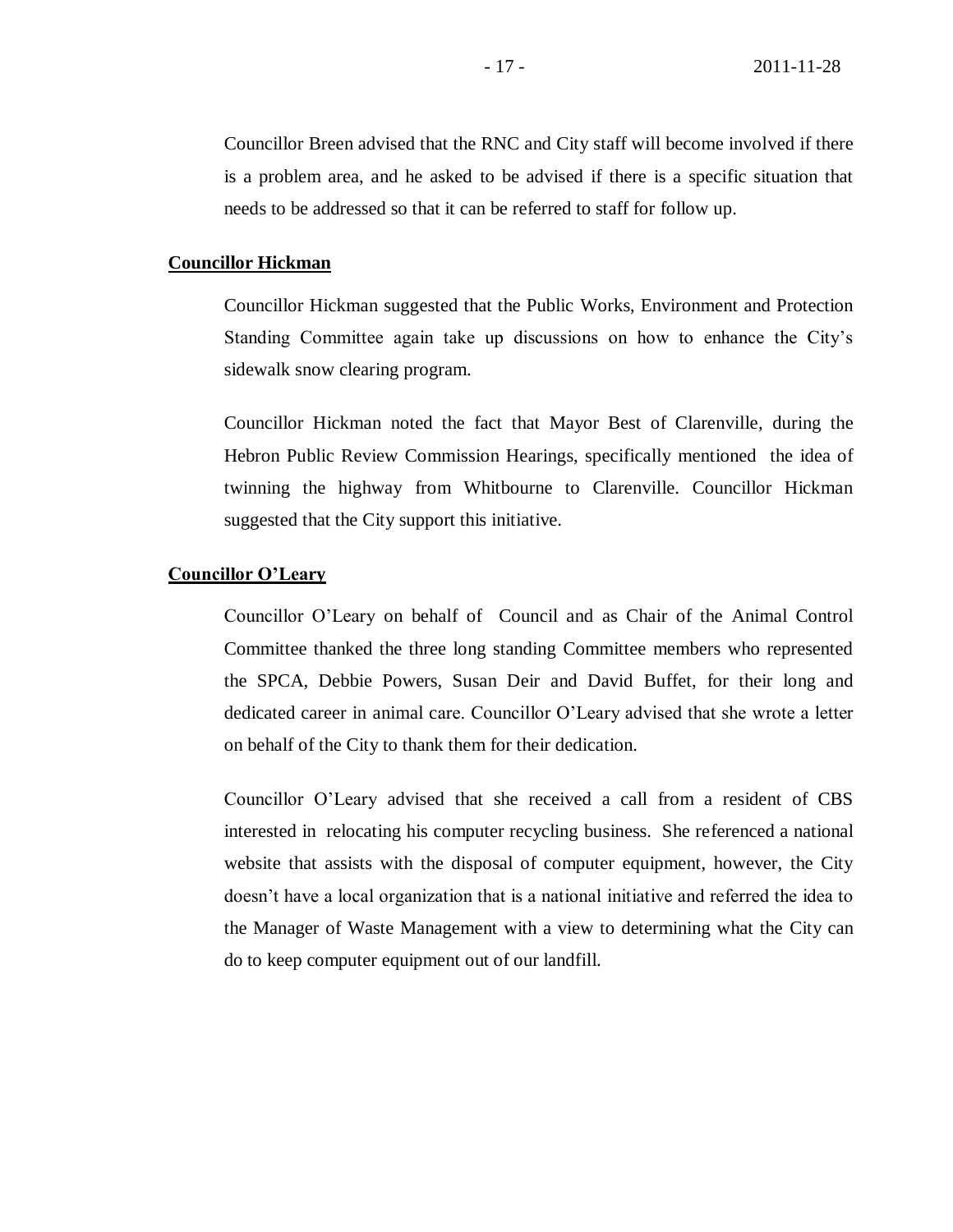Councillor Breen advised that the RNC and City staff will become involved if there is a problem area, and he asked to be advised if there is a specific situation that needs to be addressed so that it can be referred to staff for follow up.

**Councillor Hickman**

Councillor Hickman suggested that the Public Works, Environment and Protection Standing Committee again take up discussions on how to enhance the City's sidewalk snow clearing program.

Councillor Hickman noted the fact that Mayor Best of Clarenville, during the Hebron Public Review Commission Hearings, specifically mentioned the idea of twinning the highway from Whitbourne to Clarenville. Councillor Hickman suggested that the City support this initiative.

**Councillor O'Leary**

Councillor O'Leary on behalf of Council and as Chair of the Animal Control Committee thanked the three long standing Committee members who represented the SPCA, Debbie Powers, Susan Deir and David Buffet, for their long and dedicated career in animal care. Councillor O'Leary advised that she wrote a letter on behalf of the City to thank them for their dedication.

Councillor O'Leary advised that she received a call from a resident of CBS interested in relocating his computer recycling business. She referenced a national website that assists with the disposal of computer equipment, however, the City doesn't have a local organization that is a national initiative and referred the idea to the Manager of Waste Management with a view to determining what the City can do to keep computer equipment out of our landfill.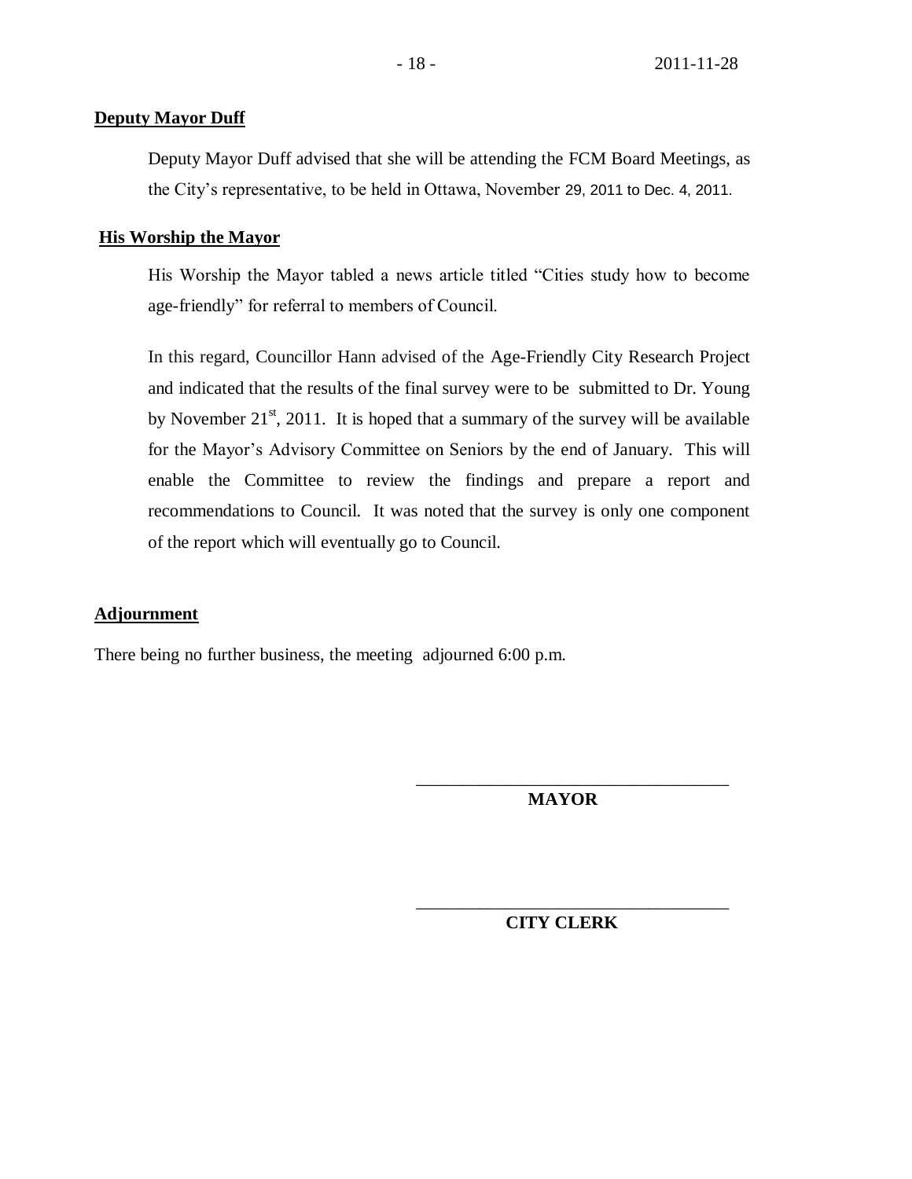**Deputy Mayor Duff**

Deputy Mayor Duff advised that she will be attending the FCM Board Meetings, as the City's representative, to be held in Ottawa, November 29, 2011 to Dec. 4, 2011.

**His Worship the Mayor**

His Worship the Mayor tabled a news article titled "Cities study how to become age-friendly" for referral to members of Council.

In this regard, Councillor Hann advised of the Age-Friendly City Research Project and indicated that the results of the final survey were to be submitted to Dr. Young by November 21st, 2011. It is hoped that a summary of the survey will be available for the Mayor's Advisory Committee on Seniors by the end of January. This will enable the Committee to review the findings and prepare a report and recommendations to Council. It was noted that the survey is only one component of the report which will eventually go to Council.

**Adjournment**

There being no further business, the meeting adjourned 6:00 p.m.

\_\_\_\_\_\_\_\_\_\_\_\_\_\_\_\_\_\_\_\_\_\_\_\_\_\_\_\_\_\_\_\_\_\_\_\_

**MAYOR**

\_\_\_\_\_\_\_\_\_\_\_\_\_\_\_\_\_\_\_\_\_\_\_\_\_\_\_\_\_\_\_\_\_\_\_\_

**CITY CLERK**